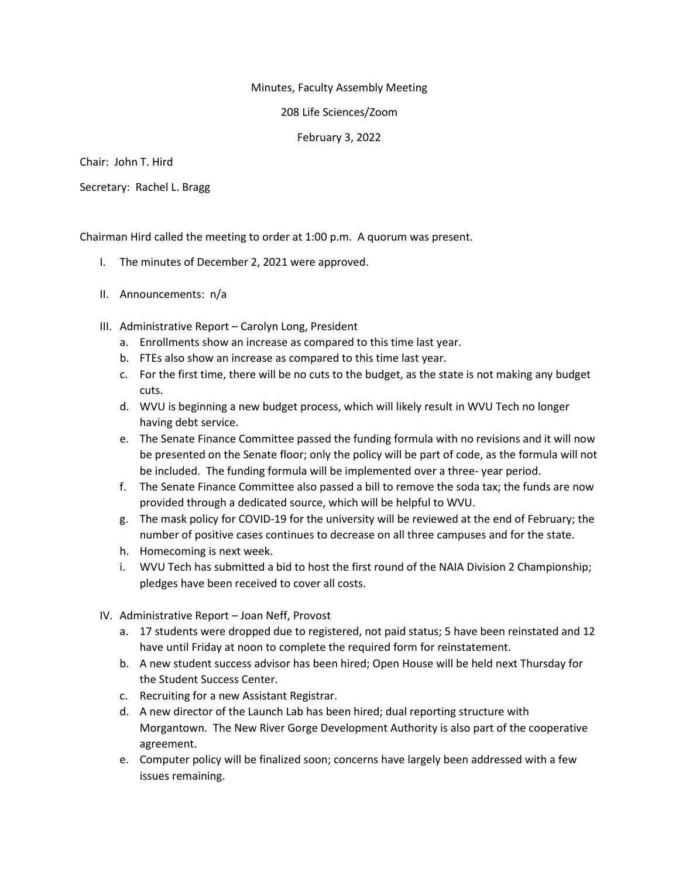Minutes, Faculty Assembly Meeting

208 Life Sciences/Zoom

February 3, 2022

Chair: John T. Hird

Secretary: Rachel L. Bragg

Chairman Hird called the meeting to order at 1:00 p.m. A quorum was present.

I. The minutes of December 2, 2021 were approved.

II. Announcements: n/a

III. Administrative Report – Carolyn Long, President
   a. Enrollments show an increase as compared to this time last year.
   b. FTEs also show an increase as compared to this time last year.
   c. For the first time, there will be no cuts to the budget, as the state is not making any budget cuts.
   d. WVU is beginning a new budget process, which will likely result in WVU Tech no longer having debt service.
   e. The Senate Finance Committee passed the funding formula with no revisions and it will now be presented on the Senate floor; only the policy will be part of code, as the formula will not be included. The funding formula will be implemented over a three- year period.
   f. The Senate Finance Committee also passed a bill to remove the soda tax; the funds are now provided through a dedicated source, which will be helpful to WVU.
   g. The mask policy for COVID-19 for the university will be reviewed at the end of February; the number of positive cases continues to decrease on all three campuses and for the state.
   h. Homecoming is next week.
   i. WVU Tech has submitted a bid to host the first round of the NAIA Division 2 Championship; pledges have been received to cover all costs.

IV. Administrative Report – Joan Neff, Provost
   a. 17 students were dropped due to registered, not paid status; 5 have been reinstated and 12 have until Friday at noon to complete the required form for reinstatement.
   b. A new student success advisor has been hired; Open House will be held next Thursday for the Student Success Center.
   c. Recruiting for a new Assistant Registrar.
   d. A new director of the Launch Lab has been hired; dual reporting structure with Morgantown. The New River Gorge Development Authority is also part of the cooperative agreement.
   e. Computer policy will be finalized soon; concerns have largely been addressed with a few issues remaining.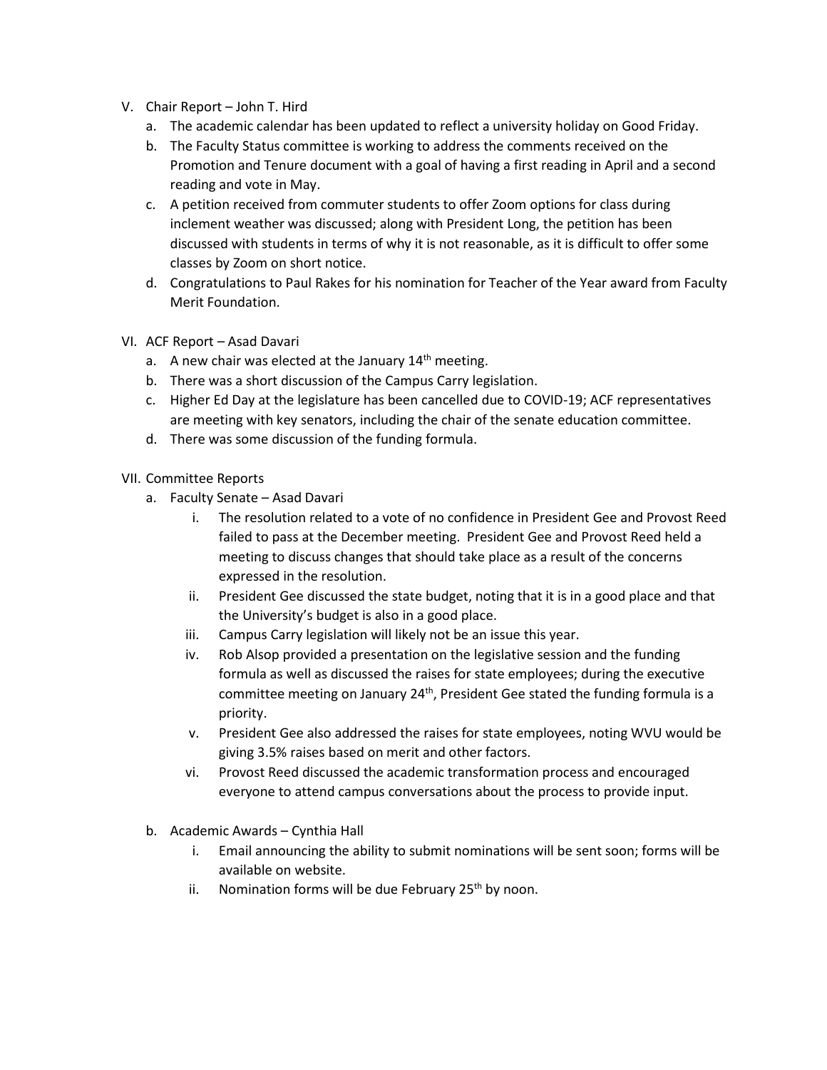V. Chair Report – John T. Hird
   a. The academic calendar has been updated to reflect a university holiday on Good Friday.
   b. The Faculty Status committee is working to address the comments received on the Promotion and Tenure document with a goal of having a first reading in April and a second reading and vote in May.
   c. A petition received from commuter students to offer Zoom options for class during inclement weather was discussed; along with President Long, the petition has been discussed with students in terms of why it is not reasonable, as it is difficult to offer some classes by Zoom on short notice.
   d. Congratulations to Paul Rakes for his nomination for Teacher of the Year award from Faculty Merit Foundation.

VI. ACF Report – Asad Davari
   a. A new chair was elected at the January 14th meeting.
   b. There was a short discussion of the Campus Carry legislation.
   c. Higher Ed Day at the legislature has been cancelled due to COVID-19; ACF representatives are meeting with key senators, including the chair of the senate education committee.
   d. There was some discussion of the funding formula.

VII. Committee Reports
   a. Faculty Senate – Asad Davari
      i. The resolution related to a vote of no confidence in President Gee and Provost Reed failed to pass at the December meeting. President Gee and Provost Reed held a meeting to discuss changes that should take place as a result of the concerns expressed in the resolution.
      ii. President Gee discussed the state budget, noting that it is in a good place and that the University's budget is also in a good place.
      iii. Campus Carry legislation will likely not be an issue this year.
      iv. Rob Alsop provided a presentation on the legislative session and the funding formula as well as discussed the raises for state employees; during the executive committee meeting on January 24th, President Gee stated the funding formula is a priority.
      v. President Gee also addressed the raises for state employees, noting WVU would be giving 3.5% raises based on merit and other factors.
      vi. Provost Reed discussed the academic transformation process and encouraged everyone to attend campus conversations about the process to provide input.

   b. Academic Awards – Cynthia Hall
      i. Email announcing the ability to submit nominations will be sent soon; forms will be available on website.
      ii. Nomination forms will be due February 25th by noon.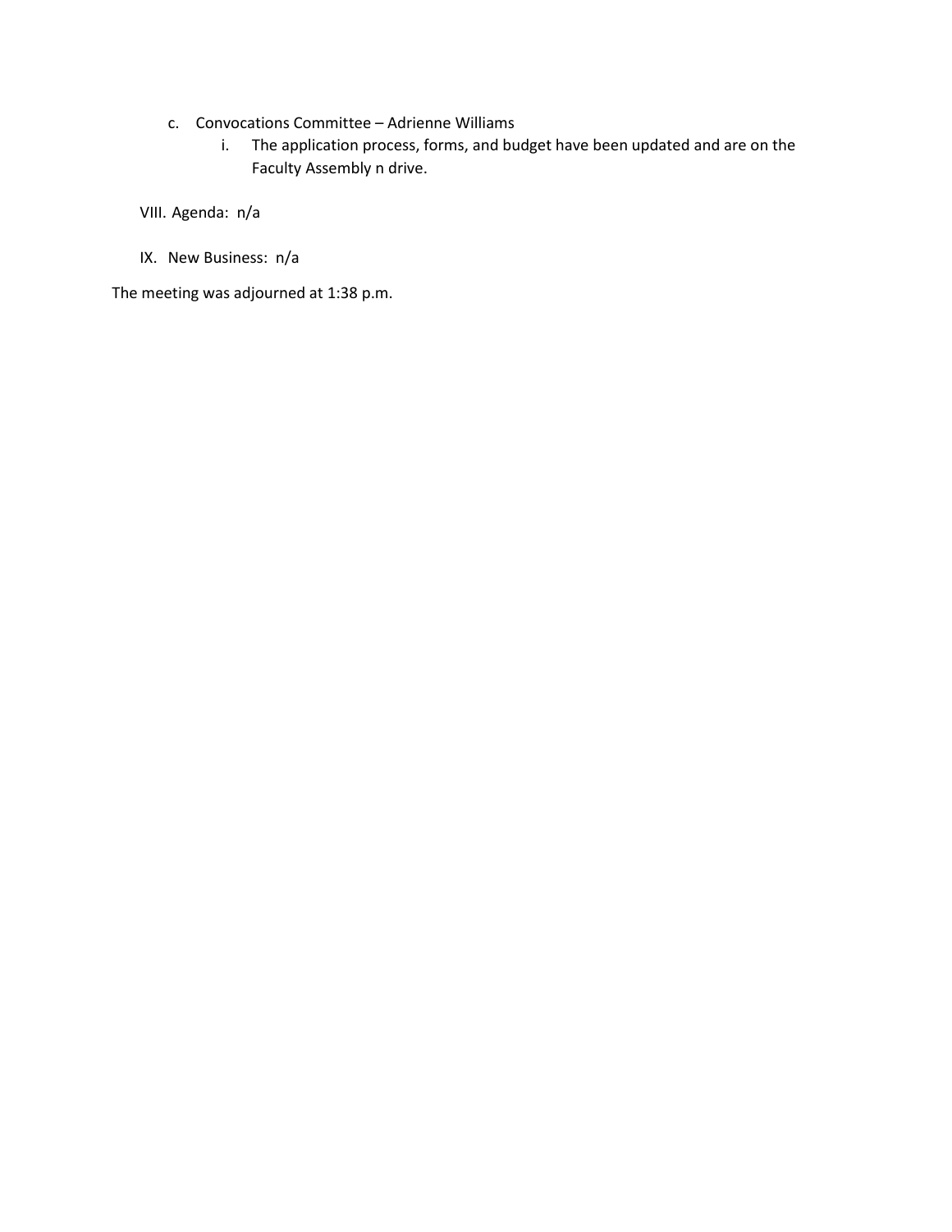c. Convocations Committee – Adrienne Williams
    i. The application process, forms, and budget have been updated and are on the Faculty Assembly n drive.

VIII. Agenda: n/a

IX. New Business: n/a

The meeting was adjourned at 1:38 p.m.